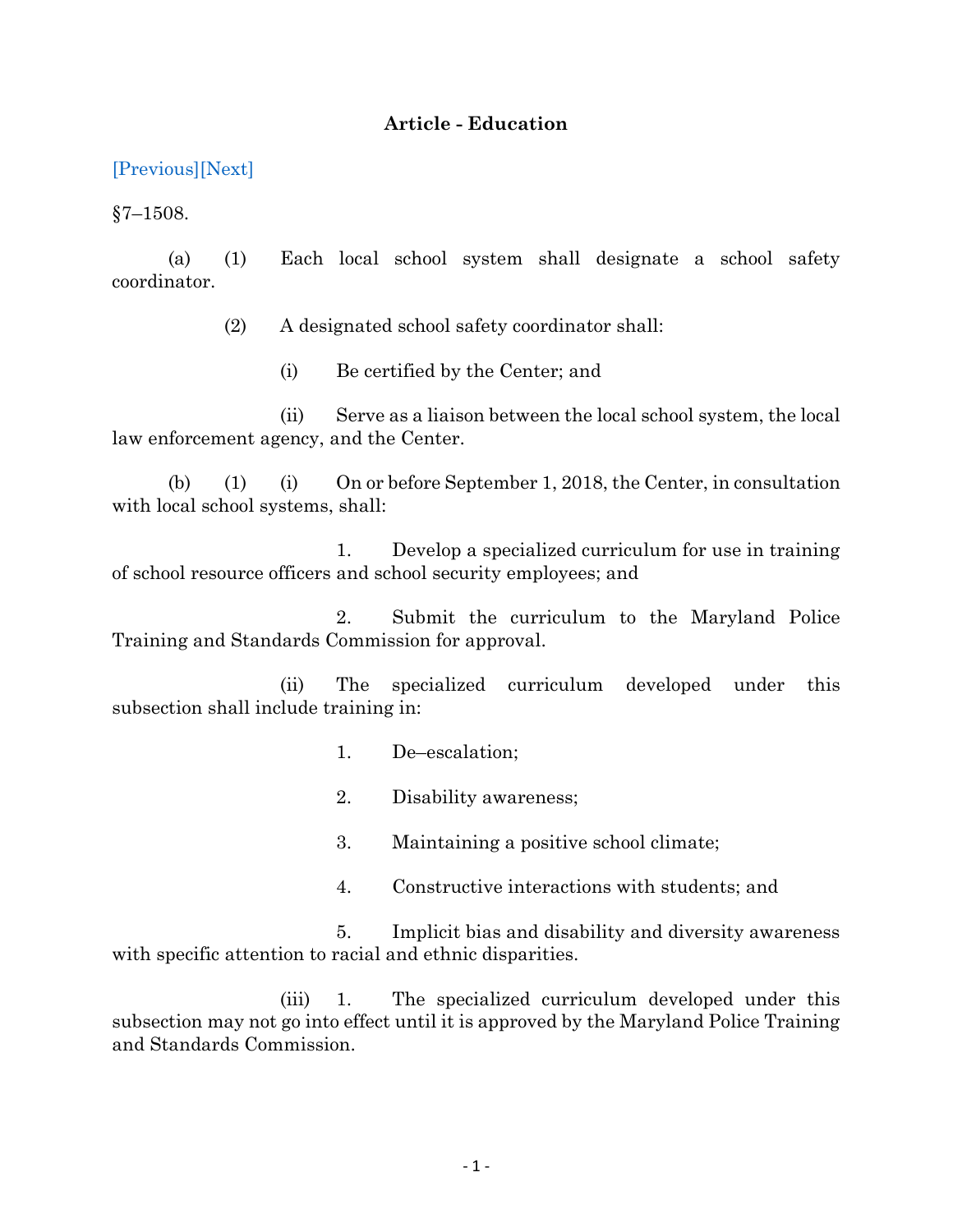## Article - Education

[Previous][Next]

§7–1508.

(a) (1) Each local school system shall designate a school safety coordinator.

(2) A designated school safety coordinator shall:

(i) Be certified by the Center; and

(ii) Serve as a liaison between the local school system, the local law enforcement agency, and the Center.

(b) (1) (i) On or before September 1, 2018, the Center, in consultation with local school systems, shall:

1. Develop a specialized curriculum for use in training of school resource officers and school security employees; and

2. Submit the curriculum to the Maryland Police Training and Standards Commission for approval.

(ii) The specialized curriculum developed under this subsection shall include training in:

1. De–escalation;

2. Disability awareness;

3. Maintaining a positive school climate;

4. Constructive interactions with students; and

5. Implicit bias and disability and diversity awareness with specific attention to racial and ethnic disparities.

(iii) 1. The specialized curriculum developed under this subsection may not go into effect until it is approved by the Maryland Police Training and Standards Commission.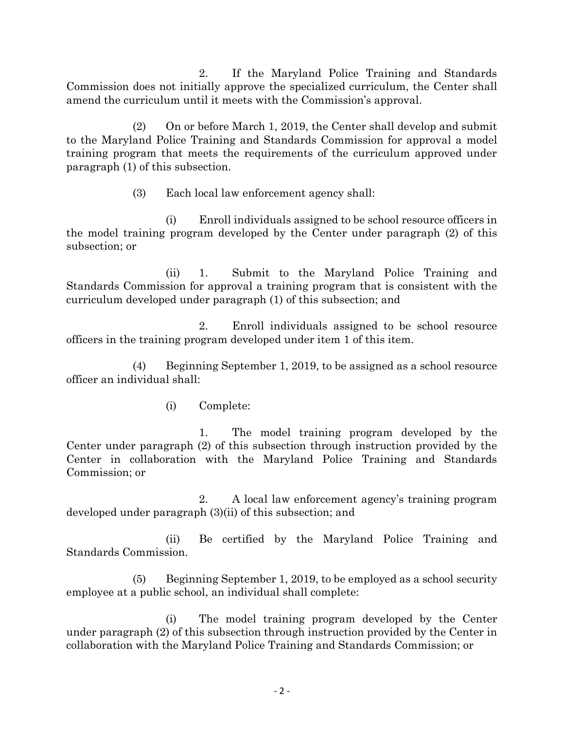2. If the Maryland Police Training and Standards Commission does not initially approve the specialized curriculum, the Center shall amend the curriculum until it meets with the Commission's approval.

(2) On or before March 1, 2019, the Center shall develop and submit to the Maryland Police Training and Standards Commission for approval a model training program that meets the requirements of the curriculum approved under paragraph (1) of this subsection.

(3) Each local law enforcement agency shall:

(i) Enroll individuals assigned to be school resource officers in the model training program developed by the Center under paragraph (2) of this subsection; or

(ii) 1. Submit to the Maryland Police Training and Standards Commission for approval a training program that is consistent with the curriculum developed under paragraph (1) of this subsection; and

2. Enroll individuals assigned to be school resource officers in the training program developed under item 1 of this item.

(4) Beginning September 1, 2019, to be assigned as a school resource officer an individual shall:

(i) Complete:

1. The model training program developed by the Center under paragraph (2) of this subsection through instruction provided by the Center in collaboration with the Maryland Police Training and Standards Commission; or

2. A local law enforcement agency's training program developed under paragraph (3)(ii) of this subsection; and

(ii) Be certified by the Maryland Police Training and Standards Commission.

(5) Beginning September 1, 2019, to be employed as a school security employee at a public school, an individual shall complete:

(i) The model training program developed by the Center under paragraph (2) of this subsection through instruction provided by the Center in collaboration with the Maryland Police Training and Standards Commission; or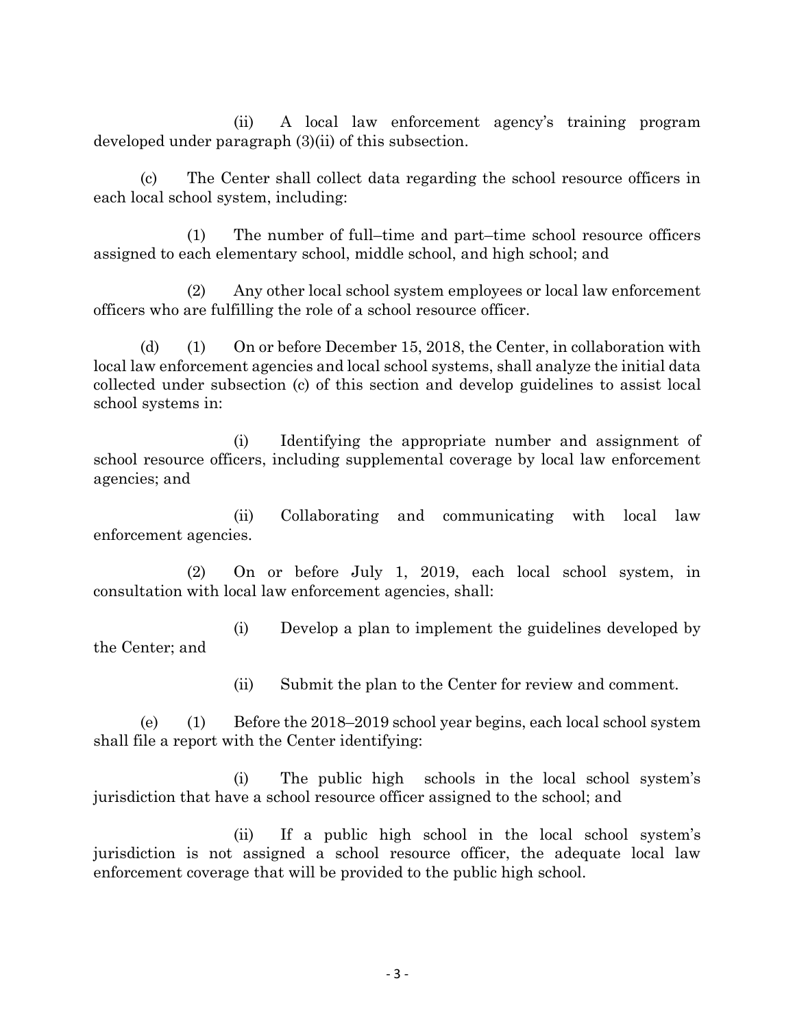(ii) A local law enforcement agency's training program developed under paragraph (3)(ii) of this subsection.

(c) The Center shall collect data regarding the school resource officers in each local school system, including:

(1) The number of full–time and part–time school resource officers assigned to each elementary school, middle school, and high school; and

(2) Any other local school system employees or local law enforcement officers who are fulfilling the role of a school resource officer.

(d) (1) On or before December 15, 2018, the Center, in collaboration with local law enforcement agencies and local school systems, shall analyze the initial data collected under subsection (c) of this section and develop guidelines to assist local school systems in:

(i) Identifying the appropriate number and assignment of school resource officers, including supplemental coverage by local law enforcement agencies; and

(ii) Collaborating and communicating with local law enforcement agencies.

(2) On or before July 1, 2019, each local school system, in consultation with local law enforcement agencies, shall:

(i) Develop a plan to implement the guidelines developed by the Center; and

(ii) Submit the plan to the Center for review and comment.

(e) (1) Before the 2018–2019 school year begins, each local school system shall file a report with the Center identifying:

(i) The public high schools in the local school system's jurisdiction that have a school resource officer assigned to the school; and

(ii) If a public high school in the local school system's jurisdiction is not assigned a school resource officer, the adequate local law enforcement coverage that will be provided to the public high school.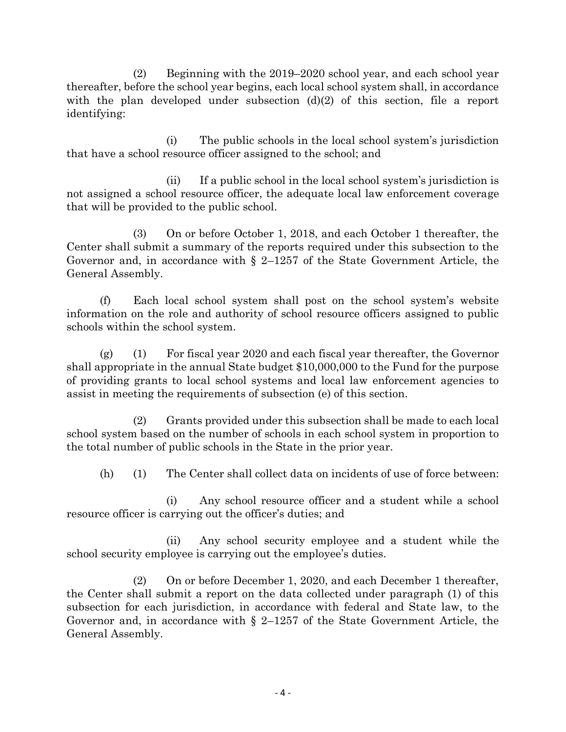(2) Beginning with the 2019–2020 school year, and each school year thereafter, before the school year begins, each local school system shall, in accordance with the plan developed under subsection (d)(2) of this section, file a report identifying:

(i) The public schools in the local school system's jurisdiction that have a school resource officer assigned to the school; and

(ii) If a public school in the local school system's jurisdiction is not assigned a school resource officer, the adequate local law enforcement coverage that will be provided to the public school.

(3) On or before October 1, 2018, and each October 1 thereafter, the Center shall submit a summary of the reports required under this subsection to the Governor and, in accordance with § 2–1257 of the State Government Article, the General Assembly.

(f) Each local school system shall post on the school system's website information on the role and authority of school resource officers assigned to public schools within the school system.

(g) (1) For fiscal year 2020 and each fiscal year thereafter, the Governor shall appropriate in the annual State budget $10,000,000 to the Fund for the purpose of providing grants to local school systems and local law enforcement agencies to assist in meeting the requirements of subsection (e) of this section.

(2) Grants provided under this subsection shall be made to each local school system based on the number of schools in each school system in proportion to the total number of public schools in the State in the prior year.

(h) (1) The Center shall collect data on incidents of use of force between:

(i) Any school resource officer and a student while a school resource officer is carrying out the officer's duties; and

(ii) Any school security employee and a student while the school security employee is carrying out the employee's duties.

(2) On or before December 1, 2020, and each December 1 thereafter, the Center shall submit a report on the data collected under paragraph (1) of this subsection for each jurisdiction, in accordance with federal and State law, to the Governor and, in accordance with § 2–1257 of the State Government Article, the General Assembly.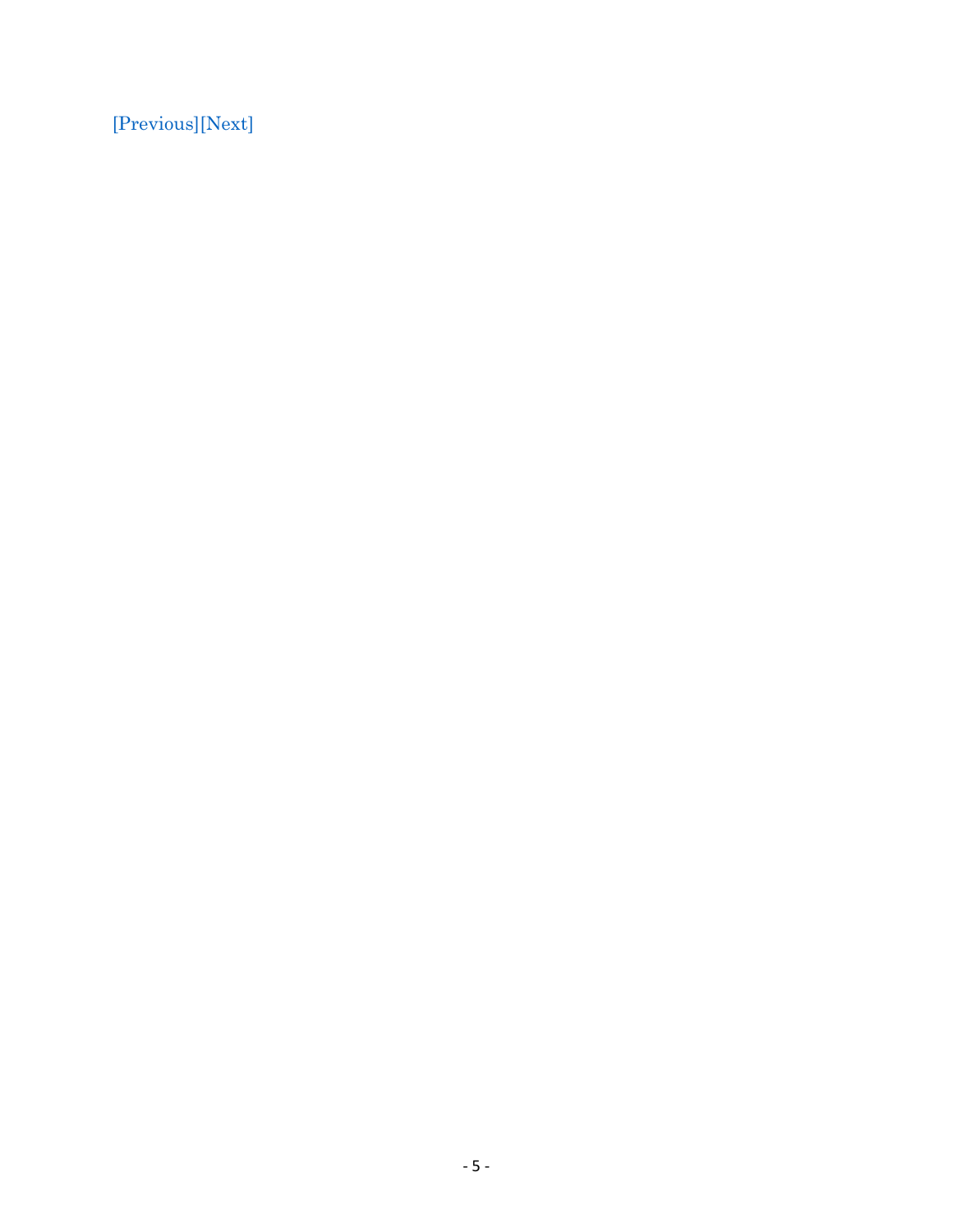[Previous][Next]